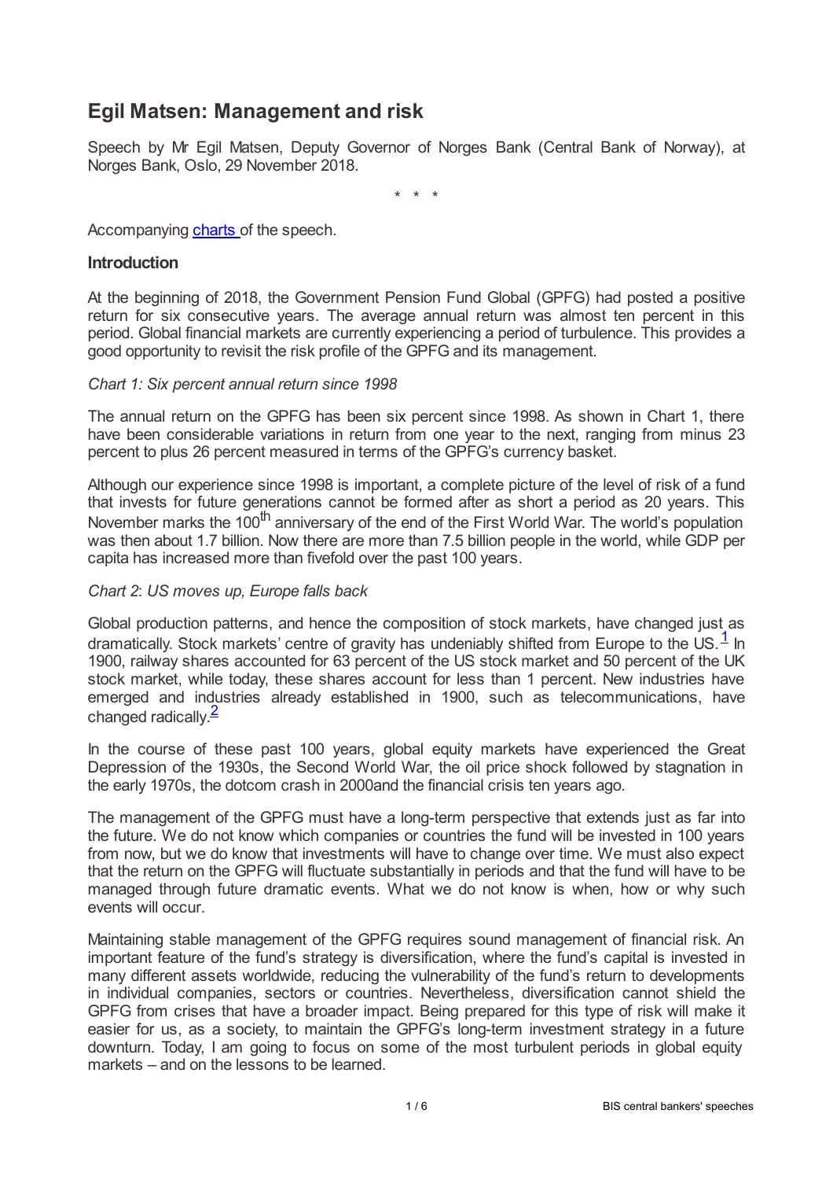# Egil Matsen: Management and risk

Speech by Mr Egil Matsen, Deputy Governor of Norges Bank (Central Bank of Norway), at Norges Bank, Oslo, 29 November 2018.

\* \* \*

Accompanying charts of the speech.

### Introduction

At the beginning of 2018, the Government Pension Fund Global (GPFG) had posted a positive return for six consecutive years. The average annual return was almost ten percent in this period. Global financial markets are currently experiencing a period of turbulence. This provides a good opportunity to revisit the risk profile of the GPFG and its management.

*Chart 1: Six percent annual return since 1998*

The annual return on the GPFG has been six percent since 1998. As shown in Chart 1, there have been considerable variations in return from one year to the next, ranging from minus 23 percent to plus 26 percent measured in terms of the GPFG's currency basket.

Although our experience since 1998 is important, a complete picture of the level of risk of a fund that invests for future generations cannot be formed after as short a period as 20 years. This November marks the 100th anniversary of the end of the First World War. The world's population was then about 1.7 billion. Now there are more than 7.5 billion people in the world, while GDP per capita has increased more than fivefold over the past 100 years.

*Chart 2: US moves up, Europe falls back*

Global production patterns, and hence the composition of stock markets, have changed just as dramatically. Stock markets' centre of gravity has undeniably shifted from Europe to the US.[1] In 1900, railway shares accounted for 63 percent of the US stock market and 50 percent of the UK stock market, while today, these shares account for less than 1 percent. New industries have emerged and industries already established in 1900, such as telecommunications, have changed radically.[2]

In the course of these past 100 years, global equity markets have experienced the Great Depression of the 1930s, the Second World War, the oil price shock followed by stagnation in the early 1970s, the dotcom crash in 2000and the financial crisis ten years ago.

The management of the GPFG must have a long-term perspective that extends just as far into the future. We do not know which companies or countries the fund will be invested in 100 years from now, but we do know that investments will have to change over time. We must also expect that the return on the GPFG will fluctuate substantially in periods and that the fund will have to be managed through future dramatic events. What we do not know is when, how or why such events will occur.

Maintaining stable management of the GPFG requires sound management of financial risk. An important feature of the fund's strategy is diversification, where the fund's capital is invested in many different assets worldwide, reducing the vulnerability of the fund's return to developments in individual companies, sectors or countries. Nevertheless, diversification cannot shield the GPFG from crises that have a broader impact. Being prepared for this type of risk will make it easier for us, as a society, to maintain the GPFG's long-term investment strategy in a future downturn. Today, I am going to focus on some of the most turbulent periods in global equity markets – and on the lessons to be learned.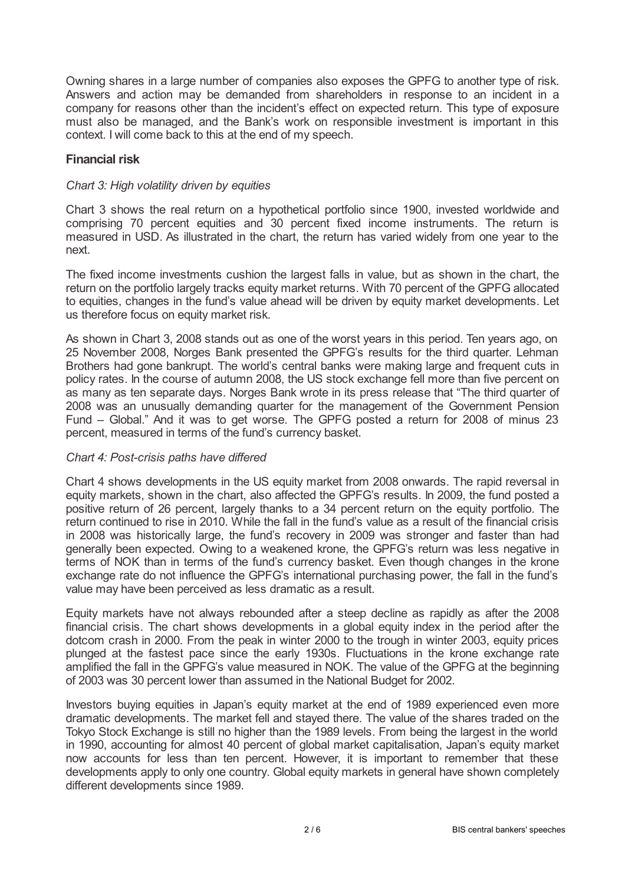Owning shares in a large number of companies also exposes the GPFG to another type of risk. Answers and action may be demanded from shareholders in response to an incident in a company for reasons other than the incident's effect on expected return. This type of exposure must also be managed, and the Bank's work on responsible investment is important in this context. I will come back to this at the end of my speech.

### Financial risk

*Chart 3: High volatility driven by equities*

Chart 3 shows the real return on a hypothetical portfolio since 1900, invested worldwide and comprising 70 percent equities and 30 percent fixed income instruments. The return is measured in USD. As illustrated in the chart, the return has varied widely from one year to the next.

The fixed income investments cushion the largest falls in value, but as shown in the chart, the return on the portfolio largely tracks equity market returns. With 70 percent of the GPFG allocated to equities, changes in the fund's value ahead will be driven by equity market developments. Let us therefore focus on equity market risk.

As shown in Chart 3, 2008 stands out as one of the worst years in this period. Ten years ago, on 25 November 2008, Norges Bank presented the GPFG's results for the third quarter. Lehman Brothers had gone bankrupt. The world's central banks were making large and frequent cuts in policy rates. In the course of autumn 2008, the US stock exchange fell more than five percent on as many as ten separate days. Norges Bank wrote in its press release that "The third quarter of 2008 was an unusually demanding quarter for the management of the Government Pension Fund – Global." And it was to get worse. The GPFG posted a return for 2008 of minus 23 percent, measured in terms of the fund's currency basket.

*Chart 4: Post-crisis paths have differed*

Chart 4 shows developments in the US equity market from 2008 onwards. The rapid reversal in equity markets, shown in the chart, also affected the GPFG's results. In 2009, the fund posted a positive return of 26 percent, largely thanks to a 34 percent return on the equity portfolio. The return continued to rise in 2010. While the fall in the fund's value as a result of the financial crisis in 2008 was historically large, the fund's recovery in 2009 was stronger and faster than had generally been expected. Owing to a weakened krone, the GPFG's return was less negative in terms of NOK than in terms of the fund's currency basket. Even though changes in the krone exchange rate do not influence the GPFG's international purchasing power, the fall in the fund's value may have been perceived as less dramatic as a result.

Equity markets have not always rebounded after a steep decline as rapidly as after the 2008 financial crisis. The chart shows developments in a global equity index in the period after the dotcom crash in 2000. From the peak in winter 2000 to the trough in winter 2003, equity prices plunged at the fastest pace since the early 1930s. Fluctuations in the krone exchange rate amplified the fall in the GPFG's value measured in NOK. The value of the GPFG at the beginning of 2003 was 30 percent lower than assumed in the National Budget for 2002.

Investors buying equities in Japan's equity market at the end of 1989 experienced even more dramatic developments. The market fell and stayed there. The value of the shares traded on the Tokyo Stock Exchange is still no higher than the 1989 levels. From being the largest in the world in 1990, accounting for almost 40 percent of global market capitalisation, Japan's equity market now accounts for less than ten percent. However, it is important to remember that these developments apply to only one country. Global equity markets in general have shown completely different developments since 1989.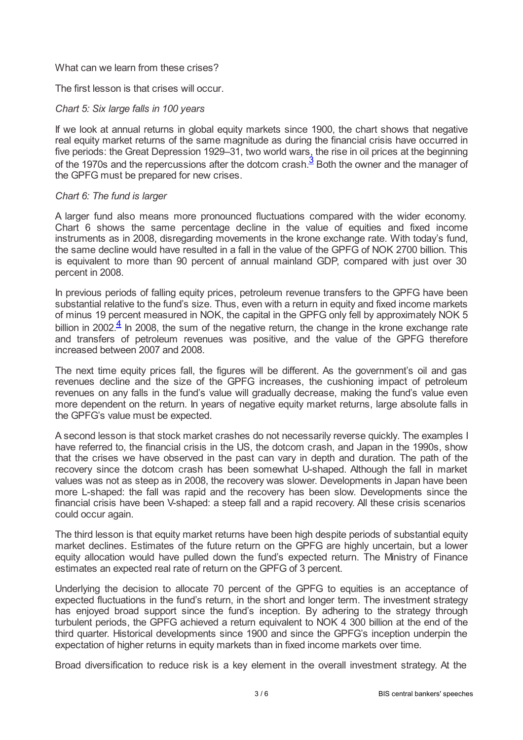What can we learn from these crises?

The first lesson is that crises will occur.

*Chart 5: Six large falls in 100 years*

If we look at annual returns in global equity markets since 1900, the chart shows that negative real equity market returns of the same magnitude as during the financial crisis have occurred in five periods: the Great Depression 1929–31, two world wars, the rise in oil prices at the beginning of the 1970s and the repercussions after the dotcom crash.[3] Both the owner and the manager of the GPFG must be prepared for new crises.

*Chart 6: The fund is larger*

A larger fund also means more pronounced fluctuations compared with the wider economy. Chart 6 shows the same percentage decline in the value of equities and fixed income instruments as in 2008, disregarding movements in the krone exchange rate. With today's fund, the same decline would have resulted in a fall in the value of the GPFG of NOK 2700 billion. This is equivalent to more than 90 percent of annual mainland GDP, compared with just over 30 percent in 2008.

In previous periods of falling equity prices, petroleum revenue transfers to the GPFG have been substantial relative to the fund's size. Thus, even with a return in equity and fixed income markets of minus 19 percent measured in NOK, the capital in the GPFG only fell by approximately NOK 5 billion in 2002.[4] In 2008, the sum of the negative return, the change in the krone exchange rate and transfers of petroleum revenues was positive, and the value of the GPFG therefore increased between 2007 and 2008.

The next time equity prices fall, the figures will be different. As the government's oil and gas revenues decline and the size of the GPFG increases, the cushioning impact of petroleum revenues on any falls in the fund's value will gradually decrease, making the fund's value even more dependent on the return. In years of negative equity market returns, large absolute falls in the GPFG's value must be expected.

A second lesson is that stock market crashes do not necessarily reverse quickly. The examples I have referred to, the financial crisis in the US, the dotcom crash, and Japan in the 1990s, show that the crises we have observed in the past can vary in depth and duration. The path of the recovery since the dotcom crash has been somewhat U-shaped. Although the fall in market values was not as steep as in 2008, the recovery was slower. Developments in Japan have been more L-shaped: the fall was rapid and the recovery has been slow. Developments since the financial crisis have been V-shaped: a steep fall and a rapid recovery. All these crisis scenarios could occur again.

The third lesson is that equity market returns have been high despite periods of substantial equity market declines. Estimates of the future return on the GPFG are highly uncertain, but a lower equity allocation would have pulled down the fund's expected return. The Ministry of Finance estimates an expected real rate of return on the GPFG of 3 percent.

Underlying the decision to allocate 70 percent of the GPFG to equities is an acceptance of expected fluctuations in the fund's return, in the short and longer term. The investment strategy has enjoyed broad support since the fund's inception. By adhering to the strategy through turbulent periods, the GPFG achieved a return equivalent to NOK 4 300 billion at the end of the third quarter. Historical developments since 1900 and since the GPFG's inception underpin the expectation of higher returns in equity markets than in fixed income markets over time.

Broad diversification to reduce risk is a key element in the overall investment strategy. At the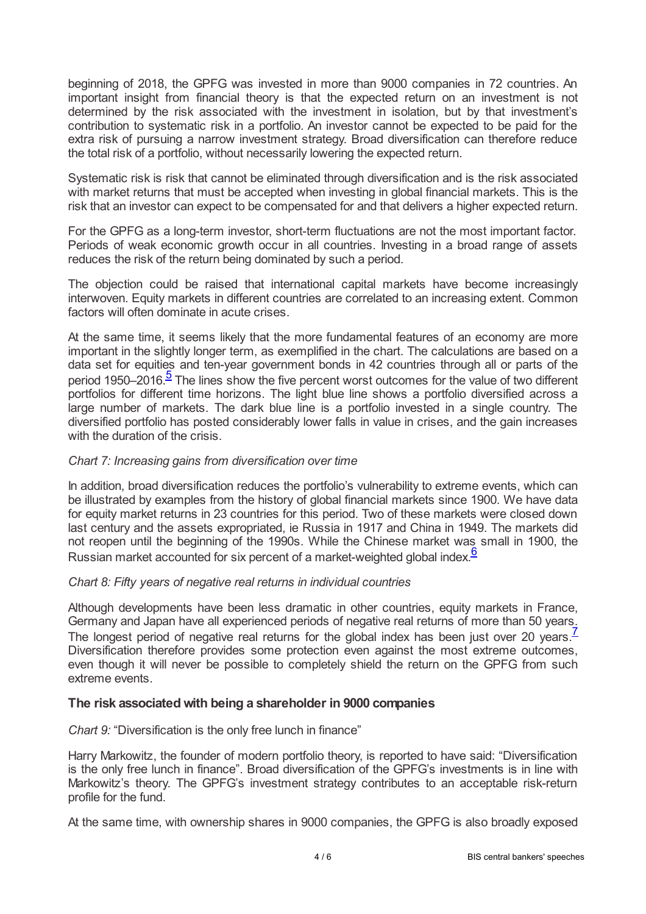beginning of 2018, the GPFG was invested in more than 9000 companies in 72 countries. An important insight from financial theory is that the expected return on an investment is not determined by the risk associated with the investment in isolation, but by that investment's contribution to systematic risk in a portfolio. An investor cannot be expected to be paid for the extra risk of pursuing a narrow investment strategy. Broad diversification can therefore reduce the total risk of a portfolio, without necessarily lowering the expected return.

Systematic risk is risk that cannot be eliminated through diversification and is the risk associated with market returns that must be accepted when investing in global financial markets. This is the risk that an investor can expect to be compensated for and that delivers a higher expected return.

For the GPFG as a long-term investor, short-term fluctuations are not the most important factor. Periods of weak economic growth occur in all countries. Investing in a broad range of assets reduces the risk of the return being dominated by such a period.

The objection could be raised that international capital markets have become increasingly interwoven. Equity markets in different countries are correlated to an increasing extent. Common factors will often dominate in acute crises.

At the same time, it seems likely that the more fundamental features of an economy are more important in the slightly longer term, as exemplified in the chart. The calculations are based on a data set for equities and ten-year government bonds in 42 countries through all or parts of the period 1950–2016.[5] The lines show the five percent worst outcomes for the value of two different portfolios for different time horizons. The light blue line shows a portfolio diversified across a large number of markets. The dark blue line is a portfolio invested in a single country. The diversified portfolio has posted considerably lower falls in value in crises, and the gain increases with the duration of the crisis.

*Chart 7: Increasing gains from diversification over time*

In addition, broad diversification reduces the portfolio's vulnerability to extreme events, which can be illustrated by examples from the history of global financial markets since 1900. We have data for equity market returns in 23 countries for this period. Two of these markets were closed down last century and the assets expropriated, ie Russia in 1917 and China in 1949. The markets did not reopen until the beginning of the 1990s. While the Chinese market was small in 1900, the Russian market accounted for six percent of a market-weighted global index.[6]

*Chart 8: Fifty years of negative real returns in individual countries*

Although developments have been less dramatic in other countries, equity markets in France, Germany and Japan have all experienced periods of negative real returns of more than 50 years. The longest period of negative real returns for the global index has been just over 20 years.[7] Diversification therefore provides some protection even against the most extreme outcomes, even though it will never be possible to completely shield the return on the GPFG from such extreme events.

**The risk associated with being a shareholder in 9000 companies**

*Chart 9:* "Diversification is the only free lunch in finance"

Harry Markowitz, the founder of modern portfolio theory, is reported to have said: "Diversification is the only free lunch in finance". Broad diversification of the GPFG's investments is in line with Markowitz's theory. The GPFG's investment strategy contributes to an acceptable risk-return profile for the fund.

At the same time, with ownership shares in 9000 companies, the GPFG is also broadly exposed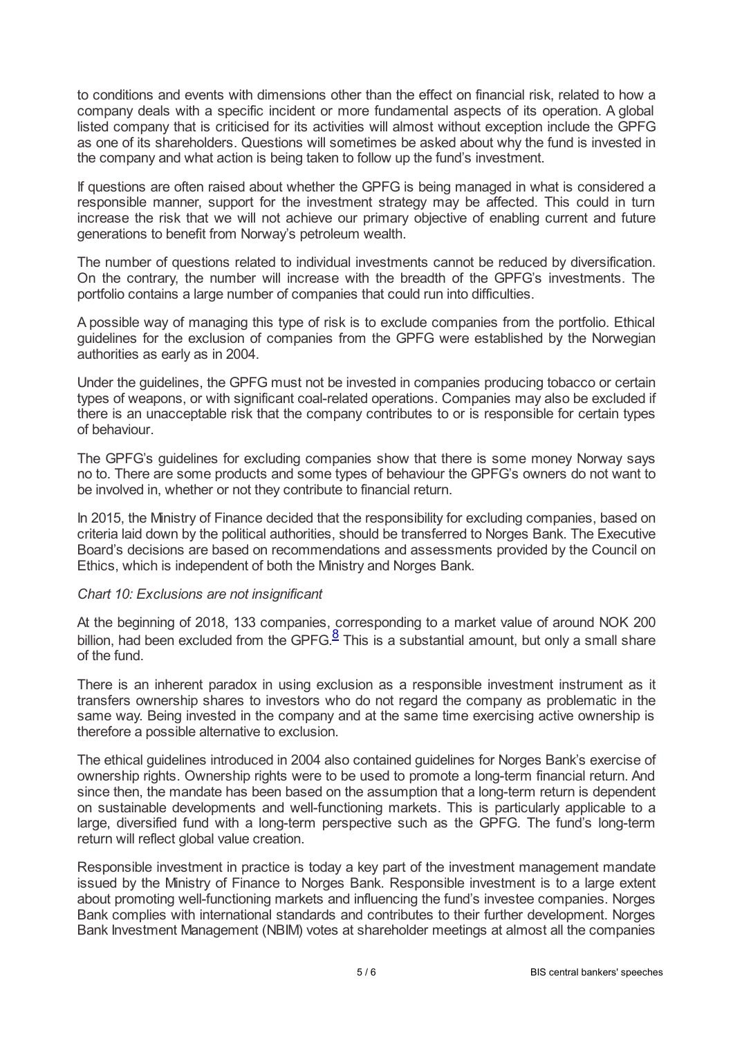to conditions and events with dimensions other than the effect on financial risk, related to how a company deals with a specific incident or more fundamental aspects of its operation. A global listed company that is criticised for its activities will almost without exception include the GPFG as one of its shareholders. Questions will sometimes be asked about why the fund is invested in the company and what action is being taken to follow up the fund's investment.

If questions are often raised about whether the GPFG is being managed in what is considered a responsible manner, support for the investment strategy may be affected. This could in turn increase the risk that we will not achieve our primary objective of enabling current and future generations to benefit from Norway's petroleum wealth.

The number of questions related to individual investments cannot be reduced by diversification. On the contrary, the number will increase with the breadth of the GPFG's investments. The portfolio contains a large number of companies that could run into difficulties.

A possible way of managing this type of risk is to exclude companies from the portfolio. Ethical guidelines for the exclusion of companies from the GPFG were established by the Norwegian authorities as early as in 2004.

Under the guidelines, the GPFG must not be invested in companies producing tobacco or certain types of weapons, or with significant coal-related operations. Companies may also be excluded if there is an unacceptable risk that the company contributes to or is responsible for certain types of behaviour.

The GPFG's guidelines for excluding companies show that there is some money Norway says no to. There are some products and some types of behaviour the GPFG's owners do not want to be involved in, whether or not they contribute to financial return.

In 2015, the Ministry of Finance decided that the responsibility for excluding companies, based on criteria laid down by the political authorities, should be transferred to Norges Bank. The Executive Board's decisions are based on recommendations and assessments provided by the Council on Ethics, which is independent of both the Ministry and Norges Bank.

*Chart 10: Exclusions are not insignificant*

At the beginning of 2018, 133 companies, corresponding to a market value of around NOK 200 billion, had been excluded from the GPFG.[8] This is a substantial amount, but only a small share of the fund.

There is an inherent paradox in using exclusion as a responsible investment instrument as it transfers ownership shares to investors who do not regard the company as problematic in the same way. Being invested in the company and at the same time exercising active ownership is therefore a possible alternative to exclusion.

The ethical guidelines introduced in 2004 also contained guidelines for Norges Bank's exercise of ownership rights. Ownership rights were to be used to promote a long-term financial return. And since then, the mandate has been based on the assumption that a long-term return is dependent on sustainable developments and well-functioning markets. This is particularly applicable to a large, diversified fund with a long-term perspective such as the GPFG. The fund's long-term return will reflect global value creation.

Responsible investment in practice is today a key part of the investment management mandate issued by the Ministry of Finance to Norges Bank. Responsible investment is to a large extent about promoting well-functioning markets and influencing the fund's investee companies. Norges Bank complies with international standards and contributes to their further development. Norges Bank Investment Management (NBIM) votes at shareholder meetings at almost all the companies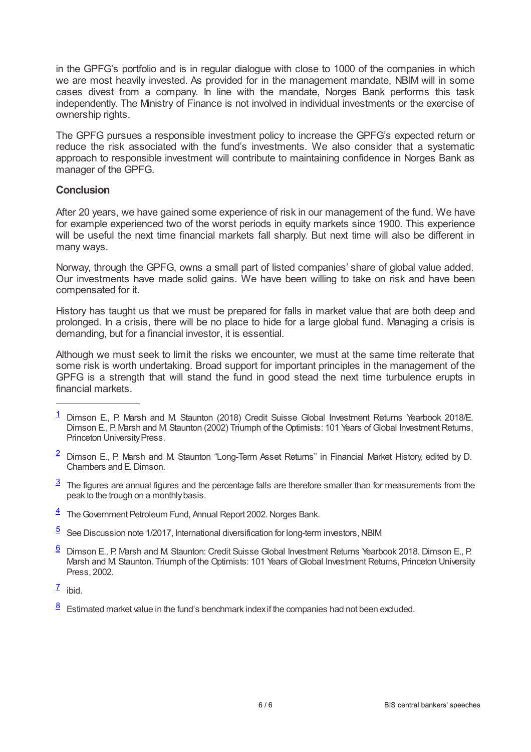in the GPFG's portfolio and is in regular dialogue with close to 1000 of the companies in which we are most heavily invested. As provided for in the management mandate, NBIM will in some cases divest from a company. In line with the mandate, Norges Bank performs this task independently. The Ministry of Finance is not involved in individual investments or the exercise of ownership rights.

The GPFG pursues a responsible investment policy to increase the GPFG's expected return or reduce the risk associated with the fund's investments. We also consider that a systematic approach to responsible investment will contribute to maintaining confidence in Norges Bank as manager of the GPFG.

### Conclusion

After 20 years, we have gained some experience of risk in our management of the fund. We have for example experienced two of the worst periods in equity markets since 1900. This experience will be useful the next time financial markets fall sharply. But next time will also be different in many ways.

Norway, through the GPFG, owns a small part of listed companies' share of global value added. Our investments have made solid gains. We have been willing to take on risk and have been compensated for it.

History has taught us that we must be prepared for falls in market value that are both deep and prolonged. In a crisis, there will be no place to hide for a large global fund. Managing a crisis is demanding, but for a financial investor, it is essential.

Although we must seek to limit the risks we encounter, we must at the same time reiterate that some risk is worth undertaking. Broad support for important principles in the management of the GPFG is a strength that will stand the fund in good stead the next time turbulence erupts in financial markets.

---

[1] Dimson E., P. Marsh and M. Staunton (2018) Credit Suisse Global Investment Returns Yearbook 2018/E. Dimson E., P. Marsh and M. Staunton (2002) Triumph of the Optimists: 101 Years of Global Investment Returns, Princeton University Press.

[2] Dimson E., P. Marsh and M. Staunton "Long-Term Asset Returns" in Financial Market History, edited by D. Chambers and E. Dimson.

[3] The figures are annual figures and the percentage falls are therefore smaller than for measurements from the peak to the trough on a monthly basis.

[4] The Government Petroleum Fund, Annual Report 2002. Norges Bank.

[5] See Discussion note 1/2017, International diversification for long-term investors, NBIM

[6] Dimson E., P. Marsh and M. Staunton: Credit Suisse Global Investment Returns Yearbook 2018. Dimson E., P. Marsh and M. Staunton. Triumph of the Optimists: 101 Years of Global Investment Returns, Princeton University Press, 2002.

[7] ibid.

[8] Estimated market value in the fund's benchmark index if the companies had not been excluded.